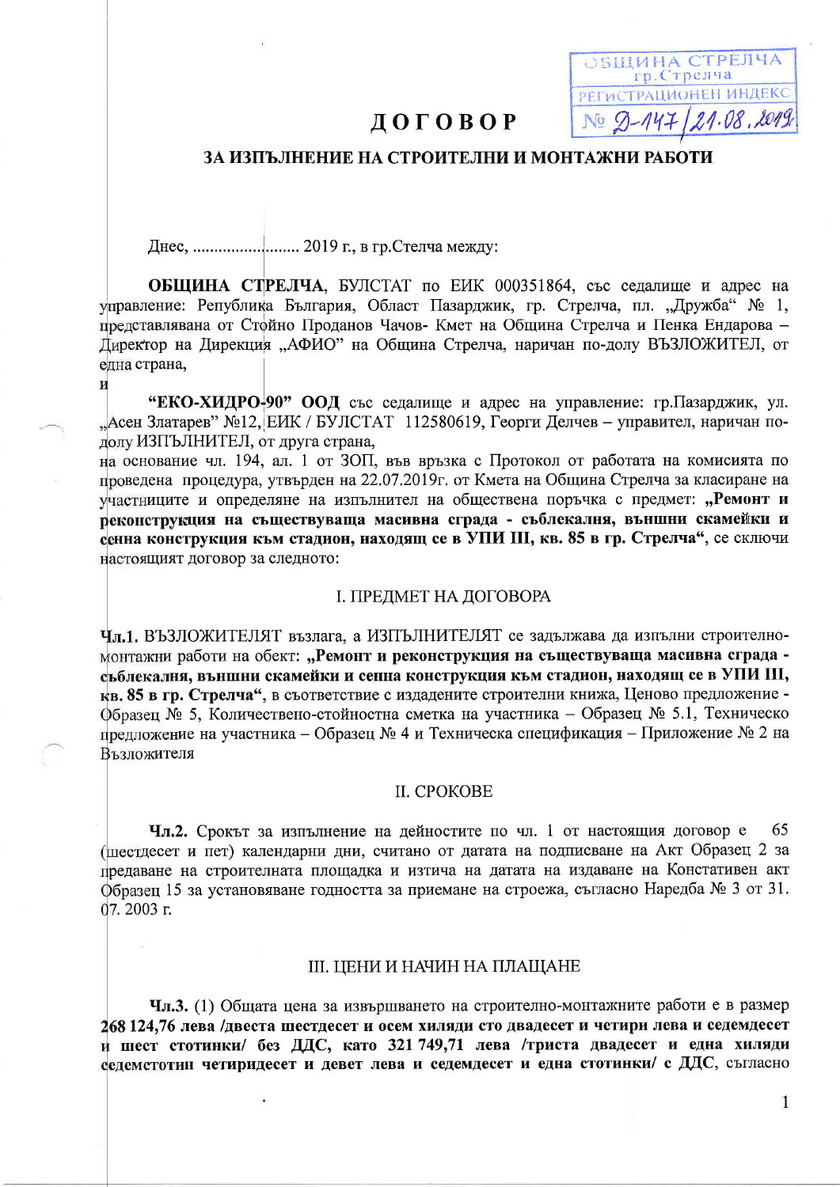ОБЩИНА СТРЕЛЧА
гр.Стрелча
РЕГИСТРАЦИОНЕН ИНДЕКС
№ Д-147 / 21.08.2019

# ДОГОВОР

## ЗА ИЗПЪЛНЕНИЕ НА СТРОИТЕЛНИ И МОНТАЖНИ РАБОТИ

Днес, ........................... 2019 г., в гр.Стелча между:

**ОБЩИНА СТРЕЛЧА**, БУЛСТАТ по ЕИК 000351864, със седалище и адрес на управление: Република България, Област Пазарджик, гр. Стрелча, пл. „Дружба" № 1, представлявана от Стойно Проданов Чачов- Кмет на Община Стрелча и Пенка Ендарова – Директор на Дирекция „АФИО" на Община Стрелча, наричан по-долу ВЪЗЛОЖИТЕЛ, от една страна,

и

**"ЕКО-ХИДРО-90" ООД** със седалище и адрес на управление: гр.Пазарджик, ул. „Асен Златарев" №12, ЕИК / БУЛСТАТ 112580619, Георги Делчев – управител, наричан по-долу ИЗПЪЛНИТЕЛ, от друга страна,

на основание чл. 194, ал. 1 от ЗОП, във връзка с Протокол от работата на комисията по проведена процедура, утвърден на 22.07.2019г. от Кмета на Община Стрелча за класиране на участниците и определяне на изпълнител на обществена поръчка с предмет: **„Ремонт и реконструкция на съществуваща масивна сграда - съблекалня, външни скамейки и сенна конструкция към стадион, находящ се в УПИ III, кв. 85 в гр. Стрелча"**, се сключи настоящият договор за следното:

### I. ПРЕДМЕТ НА ДОГОВОРА

**Чл.1.** ВЪЗЛОЖИТЕЛЯТ възлага, а ИЗПЪЛНИТЕЛЯТ се задължава да изпълни строително-монтажни работи на обект: **„Ремонт и реконструкция на съществуваща масивна сграда - съблекалня, външни скамейки и сенна конструкция към стадион, находящ се в УПИ III, кв. 85 в гр. Стрелча"**, в съответствие с издадените строителни книжа, Ценово предложение - Образец № 5, Количествено-стойностна сметка на участника – Образец № 5.1, Техническо предложение на участника – Образец № 4 и Техническа спецификация – Приложение № 2 на Възложителя

### II. СРОКОВЕ

**Чл.2.** Срокът за изпълнение на дейностите по чл. 1 от настоящия договор е 65 (шестдесет и пет) календарни дни, считано от датата на подписване на Акт Образец 2 за предаване на строителната площадка и изтича на датата на издаване на Констативен акт Образец 15 за установяване годността за приемане на строежа, съгласно Наредба № 3 от 31. 07. 2003 г.

### III. ЦЕНИ И НАЧИН НА ПЛАЩАНЕ

**Чл.3.** (1) Общата цена за извършването на строително-монтажните работи е в размер **268 124,76 лева /двеста шестдесет и осем хиляди сто двадесет и четири лева и седемдесет и шест стотинки/ без ДДС, като 321 749,71 лева /триста двадесет и една хиляди седемстотин четиридесет и девет лева и седемдесет и една стотинки/ с ДДС**, съгласно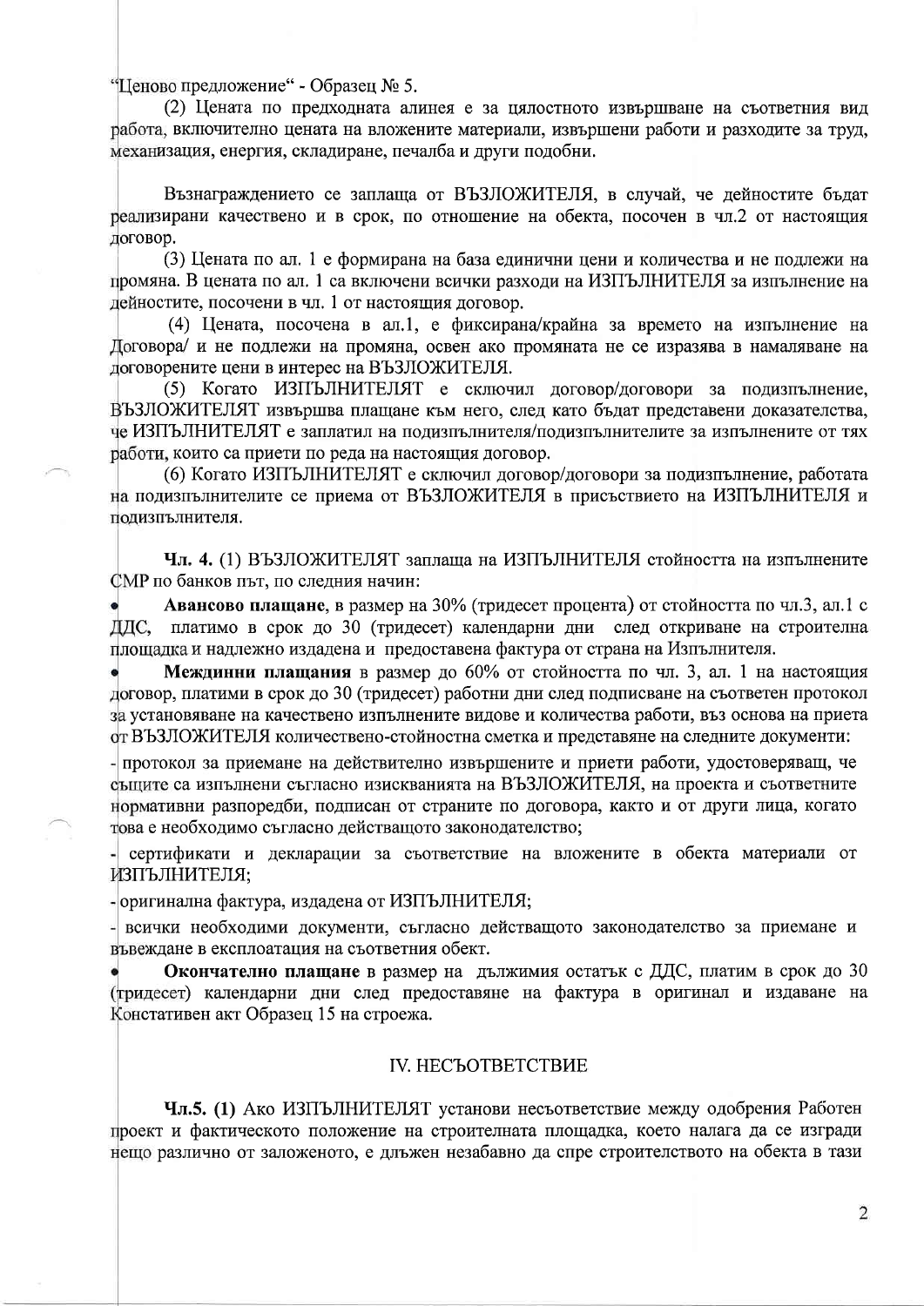"Ценово предложение" - Образец № 5.

(2) Цената по предходната алинея е за цялостното извършване на съответния вид работа, включително цената на вложените материали, извършени работи и разходите за труд, механизация, енергия, складиране, печалба и други подобни.

Възнаграждението се заплаща от ВЪЗЛОЖИТЕЛЯ, в случай, че дейностите бъдат реализирани качествено и в срок, по отношение на обекта, посочен в чл.2 от настоящия договор.

(3) Цената по ал. 1 е формирана на база единични цени и количества и не подлежи на промяна. В цената по ал. 1 са включени всички разходи на ИЗПЪЛНИТЕЛЯ за изпълнение на дейностите, посочени в чл. 1 от настоящия договор.

(4) Цената, посочена в ал.1, е фиксирана/крайна за времето на изпълнение на Договора/ и не подлежи на промяна, освен ако промяната не се изразява в намаляване на договорените цени в интерес на ВЪЗЛОЖИТЕЛЯ.

(5) Когато ИЗПЪЛНИТЕЛЯТ е сключил договор/договори за подизпълнение, ВЪЗЛОЖИТЕЛЯТ извършва плащане към него, след като бъдат представени доказателства, че ИЗПЪЛНИТЕЛЯТ е заплатил на подизпълнителя/подизпълнителите за изпълнените от тях работи, които са приети по реда на настоящия договор.

(6) Когато ИЗПЪЛНИТЕЛЯТ е сключил договор/договори за подизпълнение, работата на подизпълнителите се приема от ВЪЗЛОЖИТЕЛЯ в присъствието на ИЗПЪЛНИТЕЛЯ и подизпълнителя.

**Чл. 4.** (1) ВЪЗЛОЖИТЕЛЯТ заплаща на ИЗПЪЛНИТЕЛЯ стойността на изпълнените СМР по банков път, по следния начин:

- **Авансово плащане**, в размер на 30% (тридесет процента) от стойността по чл.3, ал.1 с ДДС, платимо в срок до 30 (тридесет) календарни дни след откриване на строителна площадка и надлежно издадена и предоставена фактура от страна на Изпълнителя.
- **Междинни плащания** в размер до 60% от стойността по чл. 3, ал. 1 на настоящия договор, платими в срок до 30 (тридесет) работни дни след подписване на съответен протокол за установяване на качествено изпълнените видове и количества работи, въз основа на приета от ВЪЗЛОЖИТЕЛЯ количествено-стойностна сметка и представяне на следните документи:

- протокол за приемане на действително извършените и приети работи, удостоверяващ, че същите са изпълнени съгласно изискванията на ВЪЗЛОЖИТЕЛЯ, на проекта и съответните нормативни разпоредби, подписан от страните по договора, както и от други лица, когато това е необходимо съгласно действащото законодателство;
- сертификати и декларации за съответствие на вложените в обекта материали от ИЗПЪЛНИТЕЛЯ;
- оригинална фактура, издадена от ИЗПЪЛНИТЕЛЯ;
- всички необходими документи, съгласно действащото законодателство за приемане и въвеждане в експлоатация на съответния обект.

- **Окончателно плащане** в размер на дължимия остатък с ДДС, платим в срок до 30 (тридесет) календарни дни след предоставяне на фактура в оригинал и издаване на Констативен акт Образец 15 на строежа.

## IV. НЕСЪОТВЕТСТВИЕ

**Чл.5. (1)** Ако ИЗПЪЛНИТЕЛЯТ установи несъответствие между одобрения Работен проект и фактическото положение на строителната площадка, което налага да се изгради нещо различно от заложеното, е длъжен незабавно да спре строителството на обекта в тази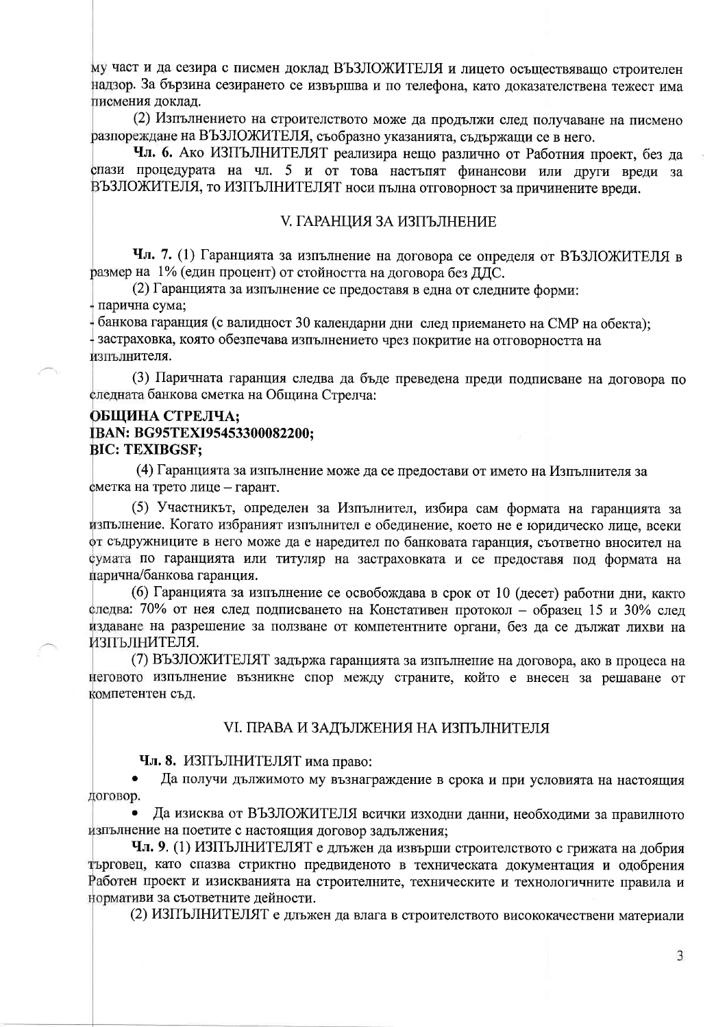му част и да сезира с писмен доклад ВЪЗЛОЖИТЕЛЯ и лицето осъществяващо строителен надзор. За бързина сезирането се извършва и по телефона, като доказателствена тежест има писмения доклад.

(2) Изпълнението на строителството може да продължи след получаване на писмено разпореждане на ВЪЗЛОЖИТЕЛЯ, съобразно указанията, съдържащи се в него.

**Чл. 6.** Ако ИЗПЪЛНИТЕЛЯТ реализира нещо различно от Работния проект, без да спази процедурата на чл. 5 и от това настъпят финансови или други вреди за ВЪЗЛОЖИТЕЛЯ, то ИЗПЪЛНИТЕЛЯТ носи пълна отговорност за причинените вреди.

## V. ГАРАНЦИЯ ЗА ИЗПЪЛНЕНИЕ

**Чл. 7.** (1) Гаранцията за изпълнение на договора се определя от ВЪЗЛОЖИТЕЛЯ в размер на 1% (един процент) от стойността на договора без ДДС.

(2) Гаранцията за изпълнение се предоставя в една от следните форми:

- парична сума;
- банкова гаранция (с валидност 30 календарни дни след приемането на СМР на обекта);
- застраховка, която обезпечава изпълнението чрез покритие на отговорността на изпълнителя.

(3) Паричната гаранция следва да бъде преведена преди подписване на договора по следната банкова сметка на Община Стрелча:

**ОБЩИНА СТРЕЛЧА;**
**IBAN: BG95TEXI95453300082200;**
**BIC: TEXIBGSF;**

(4) Гаранцията за изпълнение може да се предостави от името на Изпълнителя за сметка на трето лице – гарант.

(5) Участникът, определен за Изпълнител, избира сам формата на гаранцията за изпълнение. Когато избраният изпълнител е обединение, което не е юридическо лице, всеки от съдружниците в него може да е наредител по банковата гаранция, съответно вносител на сумата по гаранцията или титуляр на застраховката и се предоставя под формата на парична/банкова гаранция.

(6) Гаранцията за изпълнение се освобождава в срок от 10 (десет) работни дни, както следва: 70% от нея след подписването на Констативен протокол – образец 15 и 30% след издаване на разрешение за ползване от компетентните органи, без да се дължат лихви на ИЗПЪЛНИТЕЛЯ.

(7) ВЪЗЛОЖИТЕЛЯТ задържа гаранцията за изпълнение на договора, ако в процеса на неговото изпълнение възникне спор между страните, който е внесен за решаване от компетентен съд.

## VI. ПРАВА И ЗАДЪЛЖЕНИЯ НА ИЗПЪЛНИТЕЛЯ

**Чл. 8.** ИЗПЪЛНИТЕЛЯТ има право:

- Да получи дължимото му възнаграждение в срока и при условията на настоящия договор.
- Да изисква от ВЪЗЛОЖИТЕЛЯ всички изходни данни, необходими за правилното изпълнение на поетите с настоящия договор задължения;

**Чл. 9.** (1) ИЗПЪЛНИТЕЛЯТ е длъжен да извърши строителството с грижата на добрия търговец, като спазва стриктно предвиденото в техническата документация и одобрения Работен проект и изискванията на строителните, техническите и технологичните правила и нормативи за съответните дейности.

(2) ИЗПЪЛНИТЕЛЯТ е длъжен да влага в строителството висококачествени материали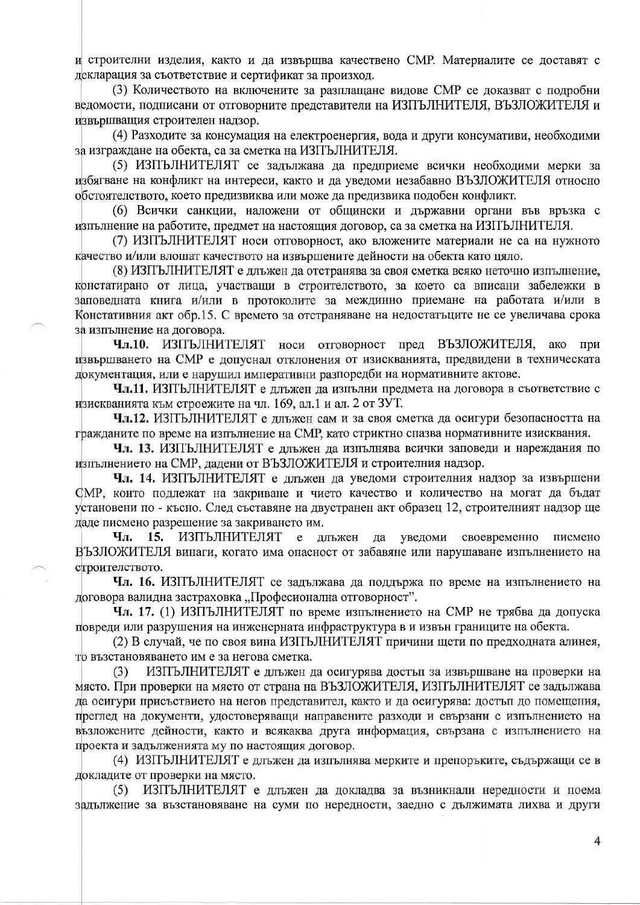и строителни изделия, както и да извършва качествено СМР. Материалите се доставят с декларация за съответствие и сертификат за произход.

(3) Количеството на включените за разплащане видове СМР се доказват с подробни ведомости, подписани от отговорните представители на ИЗПЪЛНИТЕЛЯ, ВЪЗЛОЖИТЕЛЯ и извършващия строителен надзор.

(4) Разходите за консумация на електроенергия, вода и други консумативи, необходими за изграждане на обекта, са за сметка на ИЗПЪЛНИТЕЛЯ.

(5) ИЗПЪЛНИТЕЛЯТ се задължава да предприеме всички необходими мерки за избягване на конфликт на интереси, както и да уведоми незабавно ВЪЗЛОЖИТЕЛЯ относно обстоятелството, което предизвиква или може да предизвика подобен конфликт.

(6) Всички санкции, наложени от общински и държавни органи във връзка с изпълнение на работите, предмет на настоящия договор, са за сметка на ИЗПЪЛНИТЕЛЯ.

(7) ИЗПЪЛНИТЕЛЯТ носи отговорност, ако вложените материали не са на нужното качество и/или влошат качеството на извършените дейности на обекта като цяло.

(8) ИЗПЪЛНИТЕЛЯТ е длъжен да отстранява за своя сметка всяко неточно изпълнение, констатирано от лица, участващи в строителството, за което са вписани забележки в заповедната книга и/или в протоколите за междинно приемане на работата и/или в Констативния акт обр.15. С времето за отстраняване на недостатъците не се увеличава срока за изпълнение на договора.

**Чл.10.** ИЗПЪЛНИТЕЛЯТ носи отговорност пред ВЪЗЛОЖИТЕЛЯ, ако при извършването на СМР е допуснал отклонения от изискванията, предвидени в техническата документация, или е нарушил императивни разпоредби на нормативните актове.

**Чл.11.** ИЗПЪЛНИТЕЛЯТ е длъжен да изпълни предмета на договора в съответствие с изискванията към строежите на чл. 169, ал.1 и ал. 2 от ЗУТ.

**Чл.12.** ИЗПЪЛНИТЕЛЯТ е длъжен сам и за своя сметка да осигури безопасността на гражданите по време на изпълнение на СМР, като стриктно спазва нормативните изисквания.

**Чл. 13.** ИЗПЪЛНИТЕЛЯТ е длъжен да изпълнява всички заповеди и нареждания по изпълнението на СМР, дадени от ВЪЗЛОЖИТЕЛЯ и строителния надзор.

**Чл. 14.** ИЗПЪЛНИТЕЛЯТ е длъжен да уведоми строителния надзор за извършени СМР, които подлежат на закриване и чието качество и количество на могат да бъдат установени по - късно. След съставяне на двустранен акт образец 12, строителният надзор ще даде писмено разрешение за закриването им.

**Чл. 15.** ИЗПЪЛНИТЕЛЯТ е длъжен да уведоми своевременно писмено ВЪЗЛОЖИТЕЛЯ винаги, когато има опасност от забавяне или нарушаване изпълнението на строителството.

**Чл. 16.** ИЗПЪЛНИТЕЛЯТ се задължава да поддържа по време на изпълнението на договора валидна застраховка „Професионална отговорност".

**Чл. 17.** (1) ИЗПЪЛНИТЕЛЯТ по време изпълнението на СМР не трябва да допуска повреди или разрушения на инженерната инфраструктура в и извън границите на обекта.

(2) В случай, че по своя вина ИЗПЪЛНИТЕЛЯТ причини щети по предходната алинея, то възстановяването им е за негова сметка.

(3) ИЗПЪЛНИТЕЛЯТ е длъжен да осигурява достъп за извършване на проверки на място. При проверки на място от страна на ВЪЗЛОЖИТЕЛЯ, ИЗПЪЛНИТЕЛЯТ се задължава да осигури присъствието на негов представител, както и да осигурява: достъп до помещения, преглед на документи, удостоверяващи направените разходи и свързани с изпълнението на възложените дейности, както и всякаква друга информация, свързана с изпълнението на проекта и задълженията му по настоящия договор.

(4) ИЗПЪЛНИТЕЛЯТ е длъжен да изпълнява мерките и препоръките, съдържащи се в докладите от проверки на място.

(5) ИЗПЪЛНИТЕЛЯТ е длъжен да докладва за възникнали нередности и поема задължение за възстановяване на суми по нередности, заедно с дължимата лихва и други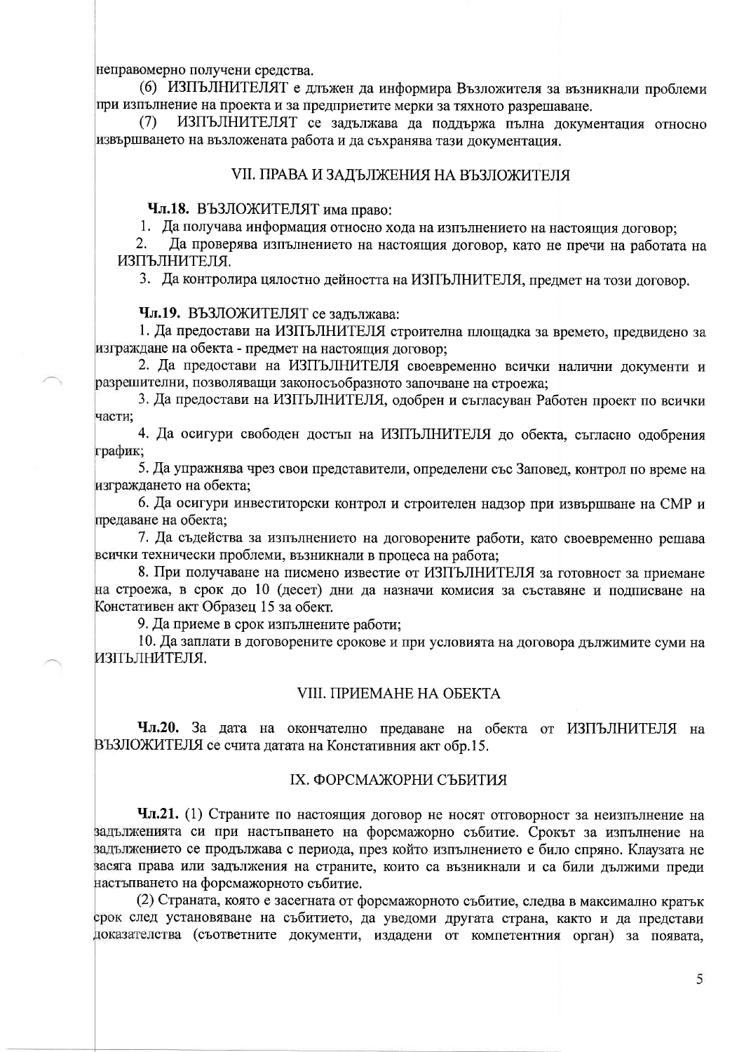неправомерно получени средства.

(6) ИЗПЪЛНИТЕЛЯТ е длъжен да информира Възложителя за възникнали проблеми при изпълнение на проекта и за предприетите мерки за тяхното разрешаване.

(7) ИЗПЪЛНИТЕЛЯТ се задължава да поддържа пълна документация относно извършването на възложената работа и да съхранява тази документация.

## VII. ПРАВА И ЗАДЪЛЖЕНИЯ НА ВЪЗЛОЖИТЕЛЯ

**Чл.18.** ВЪЗЛОЖИТЕЛЯТ има право:

1. Да получава информация относно хода на изпълнението на настоящия договор;
2. Да проверява изпълнението на настоящия договор, като не пречи на работата на ИЗПЪЛНИТЕЛЯ.
3. Да контролира цялостно дейността на ИЗПЪЛНИТЕЛЯ, предмет на този договор.

**Чл.19.** ВЪЗЛОЖИТЕЛЯТ се задължава:

1. Да предостави на ИЗПЪЛНИТЕЛЯ строителна площадка за времето, предвидено за изграждане на обекта - предмет на настоящия договор;
2. Да предостави на ИЗПЪЛНИТЕЛЯ своевременно всички налични документи и разрешителни, позволяващи законосъобразното започване на строежа;
3. Да предостави на ИЗПЪЛНИТЕЛЯ, одобрен и съгласуван Работен проект по всички части;
4. Да осигури свободен достъп на ИЗПЪЛНИТЕЛЯ до обекта, съгласно одобрения график;
5. Да упражнява чрез свои представители, определени със Заповед, контрол по време на изграждането на обекта;
6. Да осигури инвеститорски контрол и строителен надзор при извършване на СМР и предаване на обекта;
7. Да съдейства за изпълнението на договорените работи, като своевременно решава всички технически проблеми, възникнали в процеса на работа;
8. При получаване на писмено известие от ИЗПЪЛНИТЕЛЯ за готовност за приемане на строежа, в срок до 10 (десет) дни да назначи комисия за съставяне и подписване на Констативен акт Образец 15 за обект.
9. Да приеме в срок изпълнените работи;
10. Да заплати в договорените срокове и при условията на договора дължимите суми на ИЗПЪЛНИТЕЛЯ.

## VIII. ПРИЕМАНЕ НА ОБЕКТА

**Чл.20.** За дата на окончателно предаване на обекта от ИЗПЪЛНИТЕЛЯ на ВЪЗЛОЖИТЕЛЯ се счита датата на Констативния акт обр.15.

## IX. ФОРСМАЖОРНИ СЪБИТИЯ

**Чл.21.** (1) Страните по настоящия договор не носят отговорност за неизпълнение на задълженията си при настъпването на форсмажорно събитие. Срокът за изпълнение на задължението се продължава с периода, през който изпълнението е било спряно. Клаузата не засяга права или задължения на страните, които са възникнали и са били дължими преди настъпването на форсмажорното събитие.

(2) Страната, която е засегната от форсмажорното събитие, следва в максимално кратък срок след установяване на събитието, да уведоми другата страна, както и да представи доказателства (съответните документи, издадени от компетентния орган) за появата,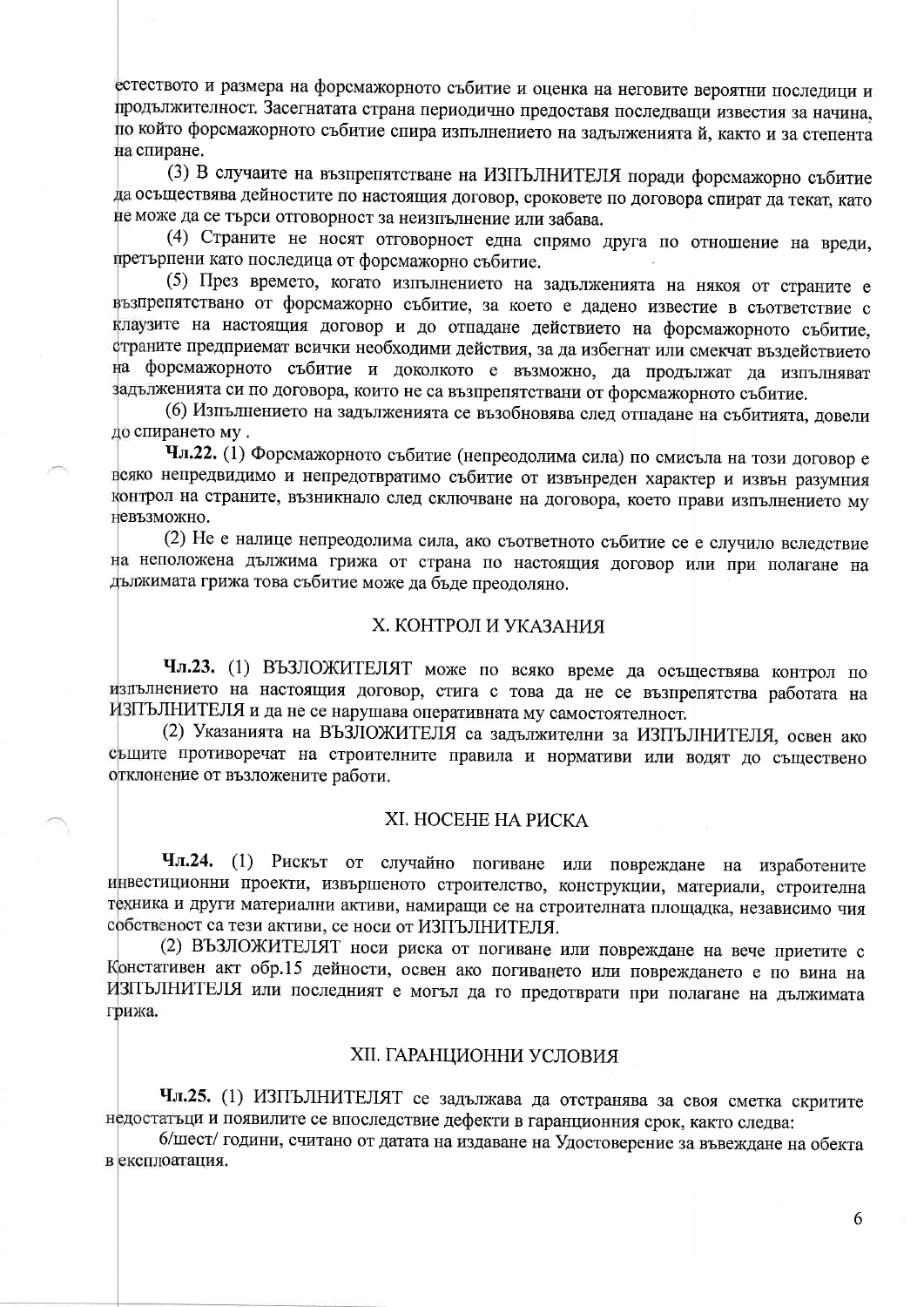естеството и размера на форсмажорното събитие и оценка на неговите вероятни последици и продължителност. Засегнатата страна периодично предоставя последващи известия за начина, по който форсмажорното събитие спира изпълнението на задълженията ѝ, както и за степента на спиране.

(3) В случаите на възпрепятстване на ИЗПЪЛНИТЕЛЯ поради форсмажорно събитие да осъществява дейностите по настоящия договор, сроковете по договора спират да текат, като не може да се търси отговорност за неизпълнение или забава.

(4) Страните не носят отговорност една спрямо друга по отношение на вреди, претърпени като последица от форсмажорно събитие.

(5) През времето, когато изпълнението на задълженията на някоя от страните е възпрепятствано от форсмажорно събитие, за което е дадено известие в съответствие с клаузите на настоящия договор и до отпадане действието на форсмажорното събитие, страните предприемат всички необходими действия, за да избегнат или смекчат въздействието на форсмажорното събитие и доколкото е възможно, да продължат да изпълняват задълженията си по договора, които не са възпрепятствани от форсмажорното събитие.

(6) Изпълнението на задълженията се възобновява след отпадане на събитията, довели до спирането му .

**Чл.22.** (1) Форсмажорното събитие (непреодолима сила) по смисъла на този договор е всяко непредвидимо и непредотвратимо събитие от извънреден характер и извън разумния контрол на страните, възникнало след сключване на договора, което прави изпълнението му невъзможно.

(2) Не е налице непреодолима сила, ако съответното събитие се е случило вследствие на неположена дължима грижа от страна по настоящия договор или при полагане на дължимата грижа това събитие може да бъде преодоляно.

## X. КОНТРОЛ И УКАЗАНИЯ

**Чл.23.** (1) ВЪЗЛОЖИТЕЛЯТ може по всяко време да осъществява контрол по изпълнението на настоящия договор, стига с това да не се възпрепятства работата на ИЗПЪЛНИТЕЛЯ и да не се нарушава оперативната му самостоятелност.

(2) Указанията на ВЪЗЛОЖИТЕЛЯ са задължителни за ИЗПЪЛНИТЕЛЯ, освен ако същите противоречат на строителните правила и нормативи или водят до съществено отклонение от възложените работи.

## XI. НОСЕНЕ НА РИСКА

**Чл.24.** (1) Рискът от случайно погиване или повреждане на изработените инвестиционни проекти, извършеното строителство, конструкции, материали, строителна техника и други материални активи, намиращи се на строителната площадка, независимо чия собственост са тези активи, се носи от ИЗПЪЛНИТЕЛЯ.

(2) ВЪЗЛОЖИТЕЛЯТ носи риска от погиване или повреждане на вече приетите с Констативен акт обр.15 дейности, освен ако погиването или повреждането е по вина на ИЗПЪЛНИТЕЛЯ или последният е могъл да го предотврати при полагане на дължимата грижа.

## XII. ГАРАНЦИОННИ УСЛОВИЯ

**Чл.25.** (1) ИЗПЪЛНИТЕЛЯТ се задължава да отстранява за своя сметка скритите недостатъци и появилите се впоследствие дефекти в гаранционния срок, както следва:

6/шест/ години, считано от датата на издаване на Удостоверение за въвеждане на обекта в експлоатация.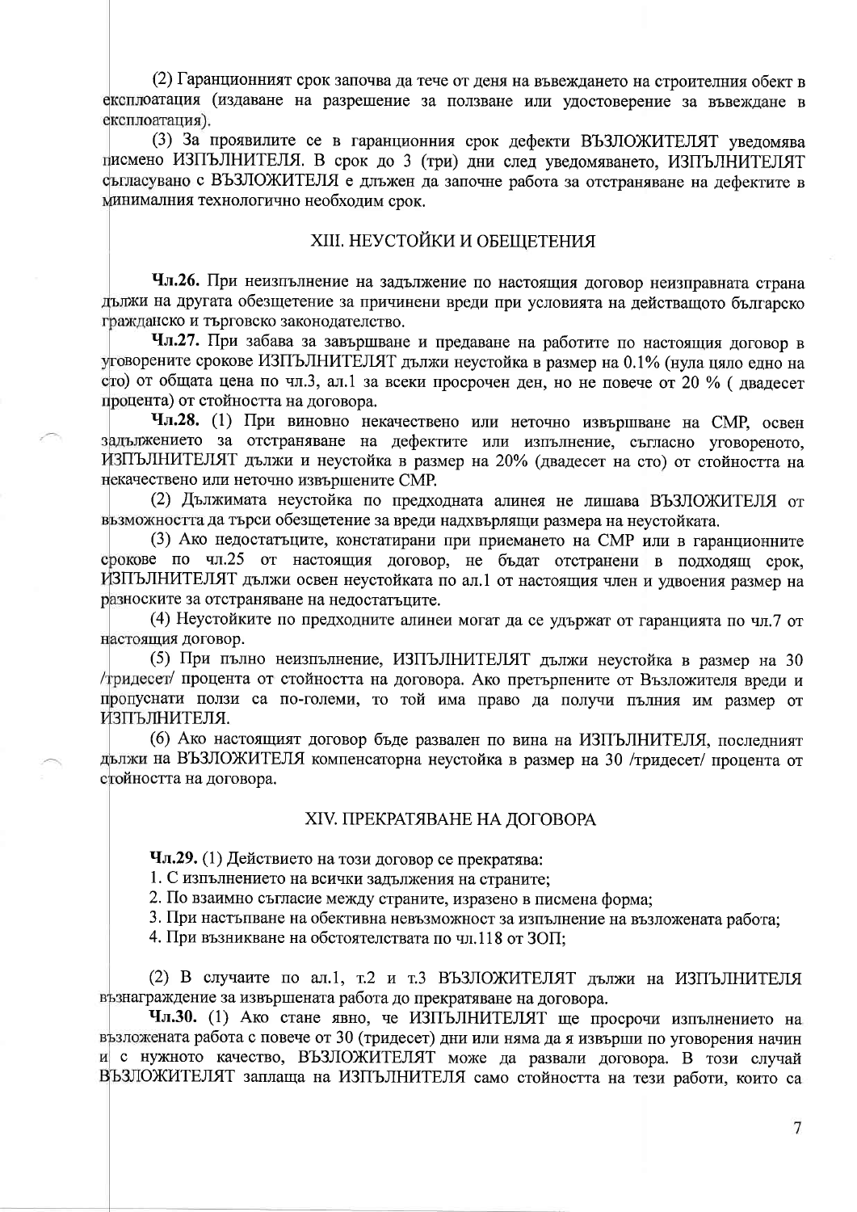(2) Гаранционният срок започва да тече от деня на въвеждането на строителния обект в експлоатация (издаване на разрешение за ползване или удостоверение за въвеждане в експлоатация).

(3) За проявилите се в гаранционния срок дефекти ВЪЗЛОЖИТЕЛЯТ уведомява писмено ИЗПЪЛНИТЕЛЯ. В срок до 3 (три) дни след уведомяването, ИЗПЪЛНИТЕЛЯТ съгласувано с ВЪЗЛОЖИТЕЛЯ е длъжен да започне работа за отстраняване на дефектите в минималния технологично необходим срок.

## XIII. НЕУСТОЙКИ И ОБЕЩЕТЕНИЯ

**Чл.26.** При неизпълнение на задължение по настоящия договор неизправната страна дължи на другата обезщетение за причинени вреди при условията на действащото българско гражданско и търговско законодателство.

**Чл.27.** При забава за завършване и предаване на работите по настоящия договор в уговорените срокове ИЗПЪЛНИТЕЛЯТ дължи неустойка в размер на 0.1% (нула цяло едно на сто) от общата цена по чл.3, ал.1 за всеки просрочен ден, но не повече от 20 % ( двадесет процента) от стойността на договора.

**Чл.28.** (1) При виновно некачествено или неточно извършване на СМР, освен задължението за отстраняване на дефектите или изпълнение, съгласно уговореното, ИЗПЪЛНИТЕЛЯТ дължи и неустойка в размер на 20% (двадесет на сто) от стойността на некачествено или неточно извършените СМР.

(2) Дължимата неустойка по предходната алинея не лишава ВЪЗЛОЖИТЕЛЯ от възможността да търси обезщетение за вреди надхвърлящи размера на неустойката.

(3) Ако недостатъците, констатирани при приемането на СМР или в гаранционните срокове по чл.25 от настоящия договор, не бъдат отстранени в подходящ срок, ИЗПЪЛНИТЕЛЯТ дължи освен неустойката по ал.1 от настоящия член и удвоения размер на разноските за отстраняване на недостатъците.

(4) Неустойките по предходните алинеи могат да се удържат от гаранцията по чл.7 от настоящия договор.

(5) При пълно неизпълнение, ИЗПЪЛНИТЕЛЯТ дължи неустойка в размер на 30 /тридесет/ процента от стойността на договора. Ако претърпените от Възложителя вреди и пропуснати ползи са по-големи, то той има право да получи пълния им размер от ИЗПЪЛНИТЕЛЯ.

(6) Ако настоящият договор бъде развален по вина на ИЗПЪЛНИТЕЛЯ, последният дължи на ВЪЗЛОЖИТЕЛЯ компенсаторна неустойка в размер на 30 /тридесет/ процента от стойността на договора.

## XIV. ПРЕКРАТЯВАНЕ НА ДОГОВОРА

**Чл.29.** (1) Действието на този договор се прекратява:

1. С изпълнението на всички задължения на страните;
2. По взаимно съгласие между страните, изразено в писмена форма;
3. При настъпване на обективна невъзможност за изпълнение на възложената работа;
4. При възникване на обстоятелствата по чл.118 от ЗОП;

(2) В случаите по ал.1, т.2 и т.3 ВЪЗЛОЖИТЕЛЯТ дължи на ИЗПЪЛНИТЕЛЯ възнаграждение за извършената работа до прекратяване на договора.

**Чл.30.** (1) Ако стане явно, че ИЗПЪЛНИТЕЛЯТ ще просрочи изпълнението на възложената работа с повече от 30 (тридесет) дни или няма да я извърши по уговорения начин и с нужното качество, ВЪЗЛОЖИТЕЛЯТ може да развали договора. В този случай ВЪЗЛОЖИТЕЛЯТ заплаща на ИЗПЪЛНИТЕЛЯ само стойността на тези работи, които са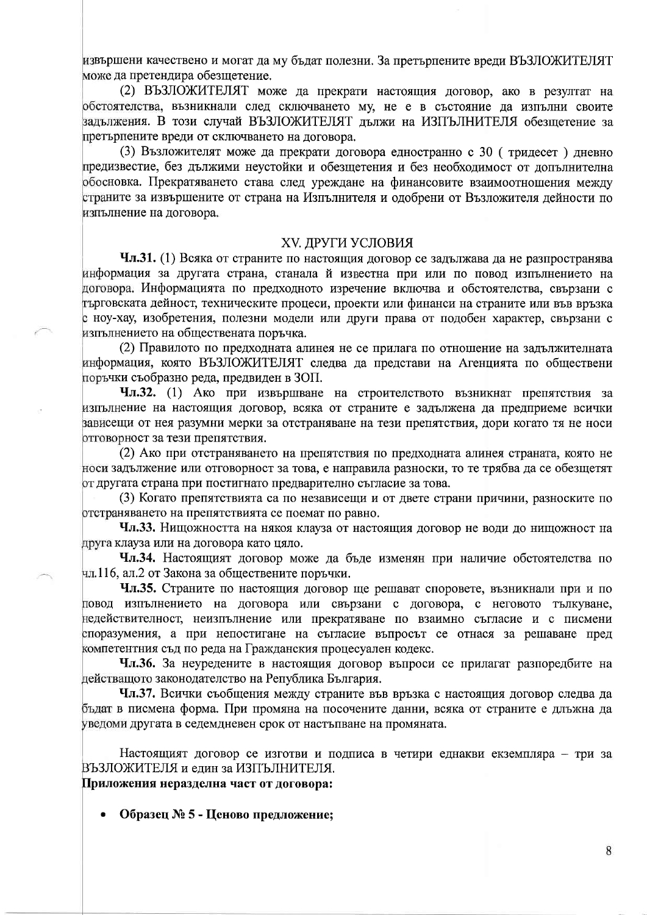извършени качествено и могат да му бъдат полезни. За претърпените вреди ВЪЗЛОЖИТЕЛЯТ може да претендира обезщетение.

(2) ВЪЗЛОЖИТЕЛЯТ може да прекрати настоящия договор, ако в резултат на обстоятелства, възникнали след сключването му, не е в състояние да изпълни своите задължения. В този случай ВЪЗЛОЖИТЕЛЯТ дължи на ИЗПЪЛНИТЕЛЯ обезщетение за претърпените вреди от сключването на договора.

(3) Възложителят може да прекрати договора едностранно с 30 ( тридесет ) дневно предизвестие, без дължими неустойки и обезщетения и без необходимост от допълнителна обосновка. Прекратяването става след уреждане на финансовите взаимоотношения между страните за извършените от страна на Изпълнителя и одобрени от Възложителя дейности по изпълнение на договора.

## XV. ДРУГИ УСЛОВИЯ

**Чл.31.** (1) Всяка от страните по настоящия договор се задължава да не разпространява информация за другата страна, станала й известна при или по повод изпълнението на договора. Информацията по предходното изречение включва и обстоятелства, свързани с търговската дейност, техническите процеси, проекти или финанси на страните или във връзка с ноу-хау, изобретения, полезни модели или други права от подобен характер, свързани с изпълнението на обществената поръчка.

(2) Правилото по предходната алинея не се прилага по отношение на задължителната информация, която ВЪЗЛОЖИТЕЛЯТ следва да представи на Агенцията по обществени поръчки съобразно реда, предвиден в ЗОП.

**Чл.32.** (1) Ако при извършване на строителството възникнат препятствия за изпълнение на настоящия договор, всяка от страните е задължена да предприеме всички зависещи от нея разумни мерки за отстраняване на тези препятствия, дори когато тя не носи отговорност за тези препятствия.

(2) Ако при отстраняването на препятствия по предходната алинея страната, която не носи задължение или отговорност за това, е направила разноски, то те трябва да се обезщетят от другата страна при постигнато предварително съгласие за това.

(3) Когато препятствията са по независещи и от двете страни причини, разноските по отстраняването на препятствията се поемат по равно.

**Чл.33.** Нищожността на някоя клауза от настоящия договор не води до нищожност на друга клауза или на договора като цяло.

**Чл.34.** Настоящият договор може да бъде изменян при наличие обстоятелства по чл.116, ал.2 от Закона за обществените поръчки.

**Чл.35.** Страните по настоящия договор ще решават споровете, възникнали при и по повод изпълнението на договора или свързани с договора, с неговото тълкуване, недействителност, неизпълнение или прекратяване по взаимно съгласие и с писмени споразумения, а при непостигане на съгласие въпросът се отнася за решаване пред компетентния съд по реда на Гражданския процесуален кодекс.

**Чл.36.** За неуредените в настоящия договор въпроси се прилагат разпоредбите на действащото законодателство на Република България.

**Чл.37.** Всички съобщения между страните във връзка с настоящия договор следва да бъдат в писмена форма. При промяна на посочените данни, всяка от страните е длъжна да уведоми другата в седемдневен срок от настъпване на промяната.

Настоящият договор се изготви и подписа в четири еднакви екземпляра – три за ВЪЗЛОЖИТЕЛЯ и един за ИЗПЪЛНИТЕЛЯ.

**Приложения неразделна част от договора:**

- **Образец № 5 - Ценово предложение;**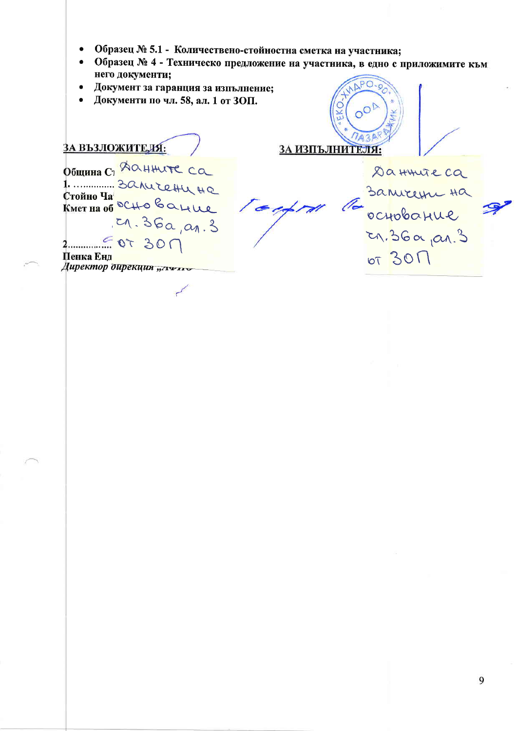- **Образец № 5.1 - Количествено-стойностна сметка на участника;**
- **Образец № 4 - Техническо предложение на участника, в едно с приложимите към него документи;**
- **Документ за гаранция за изпълнение;**
- **Документи по чл. 58, ал. 1 от ЗОП.**

**ЗА ВЪЗЛОЖИТЕЛЯ:**

**Община Ст**

1. ..............

**Стойно Ча**

**Кмет на об**

Данните са заличени на основание чл. 36а, ал. 3 от ЗОП

2...............

**Пенка Енд**

*Директор дирекция „А...*

**ЗА ИЗПЪЛНИТЕЛЯ:**

Данните са заличени на основание чл. 36а, ал. 3 от ЗОП